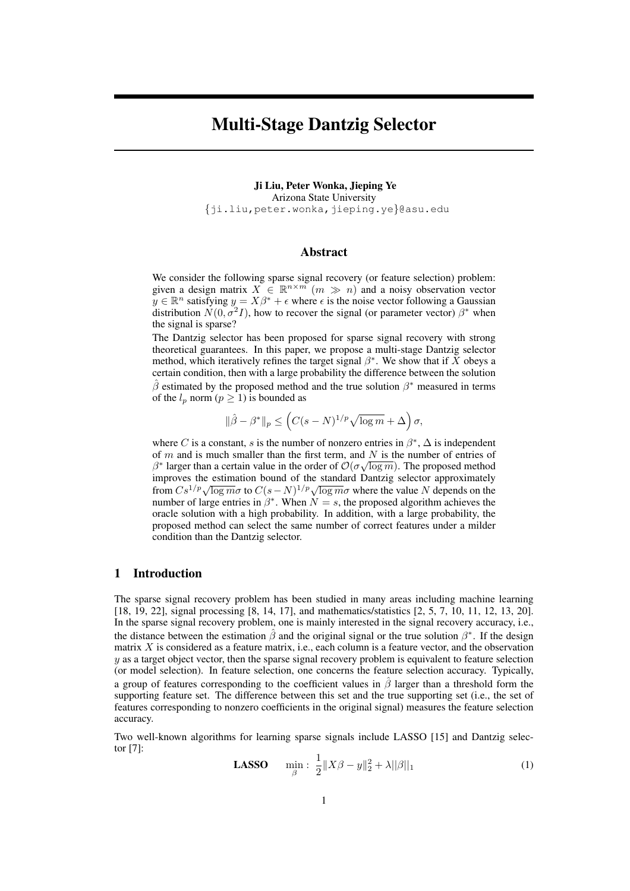# Multi-Stage Dantzig Selector

**Ji Liu, Peter Wonka, Jieping Ye**
Arizona State University
{ji.liu,peter.wonka,jieping.ye}@asu.edu

## Abstract

We consider the following sparse signal recovery (or feature selection) problem: given a design matrix $X \in \mathbb{R}^{n\times m}$ $(m \gg n)$ and a noisy observation vector $y \in \mathbb{R}^n$ satisfying $y = X\beta^* + \epsilon$ where $\epsilon$ is the noise vector following a Gaussian distribution $N(0, \sigma^2 I)$, how to recover the signal (or parameter vector) $\beta^*$ when the signal is sparse?

The Dantzig selector has been proposed for sparse signal recovery with strong theoretical guarantees. In this paper, we propose a multi-stage Dantzig selector method, which iteratively refines the target signal $\beta^*$. We show that if $X$ obeys a certain condition, then with a large probability the difference between the solution $\hat{\beta}$ estimated by the proposed method and the true solution $\beta^*$ measured in terms of the $l_p$ norm ($p \geq 1$) is bounded as

$$\|\hat{\beta} - \beta^*\|_p \leq \left(C(s-N)^{1/p}\sqrt{\log m} + \Delta\right)\sigma,$$

where $C$ is a constant, $s$ is the number of nonzero entries in $\beta^*$, $\Delta$ is independent of $m$ and is much smaller than the first term, and $N$ is the number of entries of $\beta^*$ larger than a certain value in the order of $\mathcal{O}(\sigma\sqrt{\log m})$. The proposed method improves the estimation bound of the standard Dantzig selector approximately from $Cs^{1/p}\sqrt{\log m}\sigma$ to $C(s-N)^{1/p}\sqrt{\log m}\sigma$ where the value $N$ depends on the number of large entries in $\beta^*$. When $N = s$, the proposed algorithm achieves the oracle solution with a high probability. In addition, with a large probability, the proposed method can select the same number of correct features under a milder condition than the Dantzig selector.

## 1 Introduction

The sparse signal recovery problem has been studied in many areas including machine learning [18, 19, 22], signal processing [8, 14, 17], and mathematics/statistics [2, 5, 7, 10, 11, 12, 13, 20]. In the sparse signal recovery problem, one is mainly interested in the signal recovery accuracy, i.e., the distance between the estimation $\hat{\beta}$ and the original signal or the true solution $\beta^*$. If the design matrix $X$ is considered as a feature matrix, i.e., each column is a feature vector, and the observation $y$ as a target object vector, then the sparse signal recovery problem is equivalent to feature selection (or model selection). In feature selection, one concerns the feature selection accuracy. Typically, a group of features corresponding to the coefficient values in $\hat{\beta}$ larger than a threshold form the supporting feature set. The difference between this set and the true supporting set (i.e., the set of features corresponding to nonzero coefficients in the original signal) measures the feature selection accuracy.

Two well-known algorithms for learning sparse signals include LASSO [15] and Dantzig selector [7]:

$$\textbf{LASSO} \qquad \min_{\beta} : \ \frac{1}{2}\|X\beta - y\|_2^2 + \lambda||\beta||_1 \tag{1}$$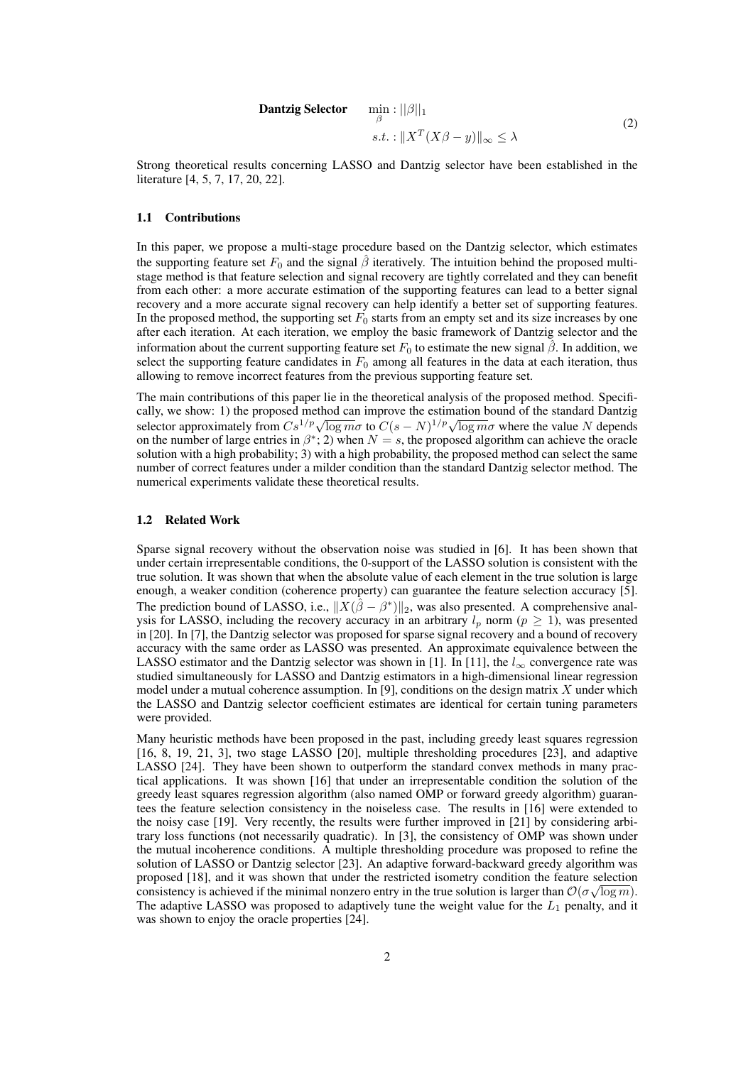$$
\textbf{Dantzig Selector} \quad \min_{\beta} : ||\beta||_1 \quad s.t. : \|X^T(X\beta - y)\|_\infty \leq \lambda \tag{2}
$$

Strong theoretical results concerning LASSO and Dantzig selector have been established in the literature [4, 5, 7, 17, 20, 22].

### 1.1 Contributions

In this paper, we propose a multi-stage procedure based on the Dantzig selector, which estimates the supporting feature set $F_0$ and the signal $\hat{\beta}$ iteratively. The intuition behind the proposed multi-stage method is that feature selection and signal recovery are tightly correlated and they can benefit from each other: a more accurate estimation of the supporting features can lead to a better signal recovery and a more accurate signal recovery can help identify a better set of supporting features. In the proposed method, the supporting set $F_0$ starts from an empty set and its size increases by one after each iteration. At each iteration, we employ the basic framework of Dantzig selector and the information about the current supporting feature set $F_0$ to estimate the new signal $\hat{\beta}$. In addition, we select the supporting feature candidates in $F_0$ among all features in the data at each iteration, thus allowing to remove incorrect features from the previous supporting feature set.

The main contributions of this paper lie in the theoretical analysis of the proposed method. Specifically, we show: 1) the proposed method can improve the estimation bound of the standard Dantzig selector approximately from $Cs^{1/p}\sqrt{\log m}\sigma$ to $C(s-N)^{1/p}\sqrt{\log m}\sigma$ where the value $N$ depends on the number of large entries in $\beta^*$; 2) when $N = s$, the proposed algorithm can achieve the oracle solution with a high probability; 3) with a high probability, the proposed method can select the same number of correct features under a milder condition than the standard Dantzig selector method. The numerical experiments validate these theoretical results.

### 1.2 Related Work

Sparse signal recovery without the observation noise was studied in [6]. It has been shown that under certain irrepresentable conditions, the 0-support of the LASSO solution is consistent with the true solution. It was shown that when the absolute value of each element in the true solution is large enough, a weaker condition (coherence property) can guarantee the feature selection accuracy [5]. The prediction bound of LASSO, i.e., $\|X(\hat{\beta} - \beta^*)\|_2$, was also presented. A comprehensive analysis for LASSO, including the recovery accuracy in an arbitrary $l_p$ norm ($p \geq 1$), was presented in [20]. In [7], the Dantzig selector was proposed for sparse signal recovery and a bound of recovery accuracy with the same order as LASSO was presented. An approximate equivalence between the LASSO estimator and the Dantzig selector was shown in [1]. In [11], the $l_\infty$ convergence rate was studied simultaneously for LASSO and Dantzig estimators in a high-dimensional linear regression model under a mutual coherence assumption. In [9], conditions on the design matrix $X$ under which the LASSO and Dantzig selector coefficient estimates are identical for certain tuning parameters were provided.

Many heuristic methods have been proposed in the past, including greedy least squares regression [16, 8, 19, 21, 3], two stage LASSO [20], multiple thresholding procedures [23], and adaptive LASSO [24]. They have been shown to outperform the standard convex methods in many practical applications. It was shown [16] that under an irrepresentable condition the solution of the greedy least squares regression algorithm (also named OMP or forward greedy algorithm) guarantees the feature selection consistency in the noiseless case. The results in [16] were extended to the noisy case [19]. Very recently, the results were further improved in [21] by considering arbitrary loss functions (not necessarily quadratic). In [3], the consistency of OMP was shown under the mutual incoherence conditions. A multiple thresholding procedure was proposed to refine the solution of LASSO or Dantzig selector [23]. An adaptive forward-backward greedy algorithm was proposed [18], and it was shown that under the restricted isometry condition the feature selection consistency is achieved if the minimal nonzero entry in the true solution is larger than $\mathcal{O}(\sigma\sqrt{\log m})$. The adaptive LASSO was proposed to adaptively tune the weight value for the $L_1$ penalty, and it was shown to enjoy the oracle properties [24].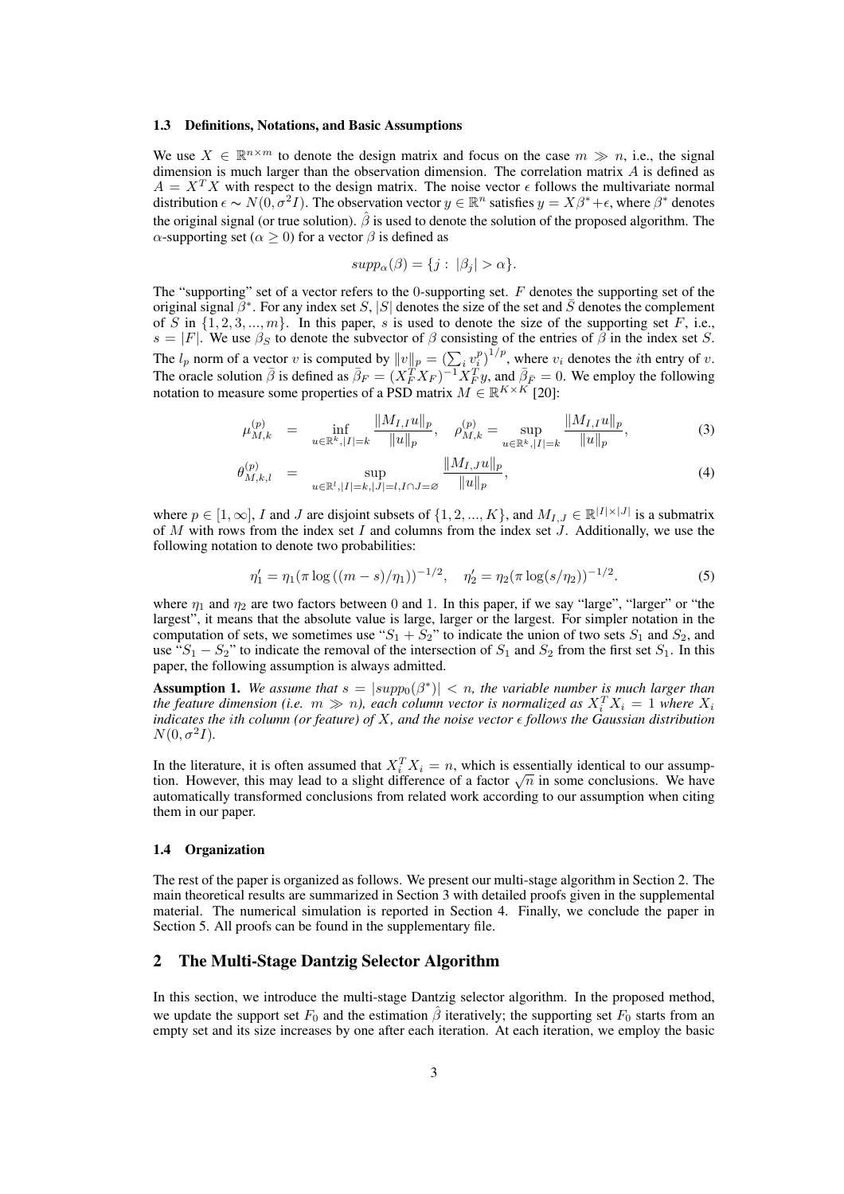### 1.3 Definitions, Notations, and Basic Assumptions

We use $X \in \mathbb{R}^{n\times m}$ to denote the design matrix and focus on the case $m \gg n$, i.e., the signal dimension is much larger than the observation dimension. The correlation matrix $A$ is defined as $A = X^T X$ with respect to the design matrix. The noise vector $\epsilon$ follows the multivariate normal distribution $\epsilon \sim N(0, \sigma^2 I)$. The observation vector $y \in \mathbb{R}^n$ satisfies $y = X\beta^* + \epsilon$, where $\beta^*$ denotes the original signal (or true solution). $\hat{\beta}$ is used to denote the solution of the proposed algorithm. The $\alpha$-supporting set ($\alpha \geq 0$) for a vector $\beta$ is defined as

$$supp_\alpha(\beta) = \{j : \ |\beta_j| > \alpha\}.$$

The "supporting" set of a vector refers to the 0-supporting set. $F$ denotes the supporting set of the original signal $\beta^*$. For any index set $S$, $|S|$ denotes the size of the set and $\bar{S}$ denotes the complement of $S$ in $\{1, 2, 3, ..., m\}$. In this paper, $s$ is used to denote the size of the supporting set $F$, i.e., $s = |F|$. We use $\beta_S$ to denote the subvector of $\beta$ consisting of the entries of $\beta$ in the index set $S$. The $l_p$ norm of a vector $v$ is computed by $\|v\|_p = (\sum_i v_i^p)^{1/p}$, where $v_i$ denotes the $i$th entry of $v$. The oracle solution $\bar{\beta}$ is defined as $\bar{\beta}_F = (X_F^T X_F)^{-1} X_F^T y$, and $\bar{\beta}_{\bar{F}} = 0$. We employ the following notation to measure some properties of a PSD matrix $M \in \mathbb{R}^{K\times K}$ [20]:

$$\mu_{M,k}^{(p)} = \inf_{u\in\mathbb{R}^k, |I|=k} \frac{\|M_{I,I}u\|_p}{\|u\|_p}, \quad \rho_{M,k}^{(p)} = \sup_{u\in\mathbb{R}^k, |I|=k} \frac{\|M_{I,I}u\|_p}{\|u\|_p}, \tag{3}$$

$$\theta_{M,k,l}^{(p)} = \sup_{u\in\mathbb{R}^l, |I|=k, |J|=l, I\cap J=\varnothing} \frac{\|M_{I,J}u\|_p}{\|u\|_p}, \tag{4}$$

where $p \in [1, \infty]$, $I$ and $J$ are disjoint subsets of $\{1, 2, ..., K\}$, and $M_{I,J} \in \mathbb{R}^{|I|\times|J|}$ is a submatrix of $M$ with rows from the index set $I$ and columns from the index set $J$. Additionally, we use the following notation to denote two probabilities:

$$\eta_1' = \eta_1(\pi \log((m - s)/\eta_1))^{-1/2}, \quad \eta_2' = \eta_2(\pi \log(s/\eta_2))^{-1/2}. \tag{5}$$

where $\eta_1$ and $\eta_2$ are two factors between 0 and 1. In this paper, if we say "large", "larger" or "the largest", it means that the absolute value is large, larger or the largest. For simpler notation in the computation of sets, we sometimes use "$S_1 + S_2$" to indicate the union of two sets $S_1$ and $S_2$, and use "$S_1 - S_2$" to indicate the removal of the intersection of $S_1$ and $S_2$ from the first set $S_1$. In this paper, the following assumption is always admitted.

**Assumption 1.** *We assume that $s = |supp_0(\beta^*)| < n$, the variable number is much larger than the feature dimension (i.e. $m \gg n$), each column vector is normalized as $X_i^T X_i = 1$ where $X_i$ indicates the ith column (or feature) of $X$, and the noise vector $\epsilon$ follows the Gaussian distribution $N(0, \sigma^2 I)$.*

In the literature, it is often assumed that $X_i^T X_i = n$, which is essentially identical to our assumption. However, this may lead to a slight difference of a factor $\sqrt{n}$ in some conclusions. We have automatically transformed conclusions from related work according to our assumption when citing them in our paper.

### 1.4 Organization

The rest of the paper is organized as follows. We present our multi-stage algorithm in Section 2. The main theoretical results are summarized in Section 3 with detailed proofs given in the supplemental material. The numerical simulation is reported in Section 4. Finally, we conclude the paper in Section 5. All proofs can be found in the supplementary file.

## 2 The Multi-Stage Dantzig Selector Algorithm

In this section, we introduce the multi-stage Dantzig selector algorithm. In the proposed method, we update the support set $F_0$ and the estimation $\hat{\beta}$ iteratively; the supporting set $F_0$ starts from an empty set and its size increases by one after each iteration. At each iteration, we employ the basic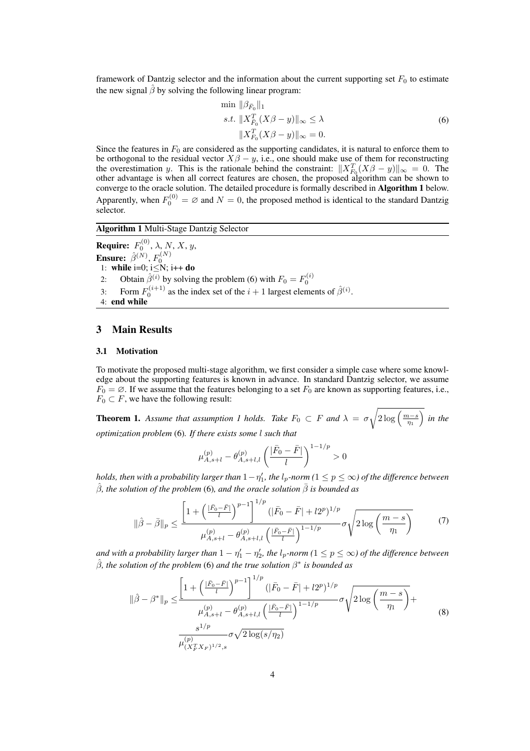framework of Dantzig selector and the information about the current supporting set $F_0$ to estimate the new signal $\hat{\beta}$ by solving the following linear program:

$$
\begin{aligned}
\min \ & \|\beta_{\bar{F}_0}\|_1 \\
s.t. \ & \|X_{\bar{F}_0}^T(X\beta - y)\|_\infty \leq \lambda \\
& \|X_{F_0}^T(X\beta - y)\|_\infty = 0.
\end{aligned}
\tag{6}
$$

Since the features in $F_0$ are considered as the supporting candidates, it is natural to enforce them to be orthogonal to the residual vector $X\beta - y$, i.e., one should make use of them for reconstructing the overestimation $y$. This is the rationale behind the constraint: $\|X_{F_0}^T(X\beta - y)\|_\infty = 0$. The other advantage is when all correct features are chosen, the proposed algorithm can be shown to converge to the oracle solution. The detailed procedure is formally described in **Algorithm 1** below. Apparently, when $F_0^{(0)} = \varnothing$ and $N = 0$, the proposed method is identical to the standard Dantzig selector.

**Algorithm 1** Multi-Stage Dantzig Selector

**Require:** $F_0^{(0)}$, $\lambda$, $N$, $X$, $y$,
**Ensure:** $\hat{\beta}^{(N)}$, $F_0^{(N)}$
1: **while** i=0; i≤N; i++ **do**
2: Obtain $\hat{\beta}^{(i)}$ by solving the problem (6) with $F_0 = F_0^{(i)}$
3: Form $F_0^{(i+1)}$ as the index set of the $i+1$ largest elements of $\hat{\beta}^{(i)}$.
4: **end while**

## 3 Main Results

### 3.1 Motivation

To motivate the proposed multi-stage algorithm, we first consider a simple case where some knowledge about the supporting features is known in advance. In standard Dantzig selector, we assume $F_0 = \varnothing$. If we assume that the features belonging to a set $F_0$ are known as supporting features, i.e., $F_0 \subset F$, we have the following result:

**Theorem 1.** *Assume that assumption 1 holds. Take $F_0 \subset F$ and $\lambda = \sigma\sqrt{2\log\left(\frac{m-s}{\eta_1}\right)}$ in the optimization problem* (6)*. If there exists some $l$ such that*

$$
\mu_{A,s+l}^{(p)} - \theta_{A,s+l,l}^{(p)}\left(\frac{|\bar{F}_0 - \bar{F}|}{l}\right)^{1-1/p} > 0
$$

*holds, then with a probability larger than $1-\eta_1'$, the $l_p$-norm ($1 \leq p \leq \infty$) of the difference between $\hat{\beta}$, the solution of the problem* (6)*, and the oracle solution $\bar{\beta}$ is bounded as*

$$
\|\hat{\beta} - \bar{\beta}\|_p \leq \frac{\left[1 + \left(\frac{|\bar{F}_0 - \bar{F}|}{l}\right)^{p-1}\right]^{1/p}(|\bar{F}_0 - \bar{F}| + l2^p)^{1/p}}{\mu_{A,s+l}^{(p)} - \theta_{A,s+l,l}^{(p)}\left(\frac{|\bar{F}_0 - \bar{F}|}{l}\right)^{1-1/p}}\sigma\sqrt{2\log\left(\frac{m-s}{\eta_1}\right)}
\tag{7}
$$

*and with a probability larger than $1 - \eta_1' - \eta_2'$, the $l_p$-norm ($1 \leq p \leq \infty$) of the difference between $\hat{\beta}$, the solution of the problem* (6) *and the true solution $\beta^*$ is bounded as*

$$
\begin{aligned}
\|\hat{\beta} - \beta^*\|_p \leq & \frac{\left[1 + \left(\frac{|\bar{F}_0 - \bar{F}|}{l}\right)^{p-1}\right]^{1/p}(|\bar{F}_0 - \bar{F}| + l2^p)^{1/p}}{\mu_{A,s+l}^{(p)} - \theta_{A,s+l,l}^{(p)}\left(\frac{|\bar{F}_0 - \bar{F}|}{l}\right)^{1-1/p}}\sigma\sqrt{2\log\left(\frac{m-s}{\eta_1}\right)} + \\
& \frac{s^{1/p}}{\mu_{(X_F^TX_F)^{1/2},s}^{(p)}}\sigma\sqrt{2\log(s/\eta_2)}
\end{aligned}
\tag{8}
$$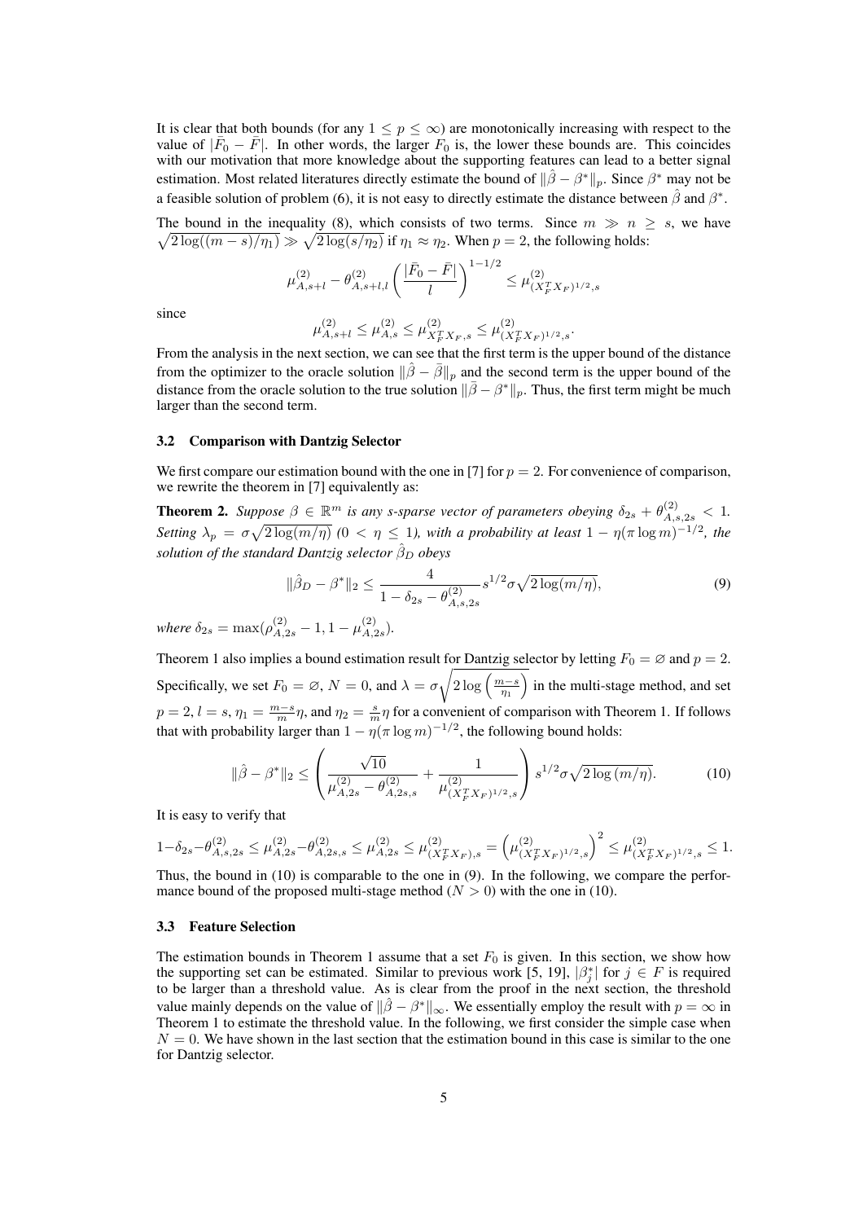It is clear that both bounds (for any $1 \leq p \leq \infty$) are monotonically increasing with respect to the value of $|\bar{F}_0 - \bar{F}|$. In other words, the larger $F_0$ is, the lower these bounds are. This coincides with our motivation that more knowledge about the supporting features can lead to a better signal estimation. Most related literatures directly estimate the bound of $\|\hat{\beta} - \beta^*\|_p$. Since $\beta^*$ may not be a feasible solution of problem (6), it is not easy to directly estimate the distance between $\hat{\beta}$ and $\beta^*$.

The bound in the inequality (8), which consists of two terms. Since $m \gg n \geq s$, we have $\sqrt{2\log((m-s)/\eta_1)} \gg \sqrt{2\log(s/\eta_2)}$ if $\eta_1 \approx \eta_2$. When $p = 2$, the following holds:

$$\mu^{(2)}_{A,s+l} - \theta^{(2)}_{A,s+l,l}\left(\frac{|\bar{F}_0 - \bar{F}|}{l}\right)^{1-1/2} \leq \mu^{(2)}_{(X_F^T X_F)^{1/2},s}$$

since

$$\mu^{(2)}_{A,s+l} \leq \mu^{(2)}_{A,s} \leq \mu^{(2)}_{X_F^T X_F,s} \leq \mu^{(2)}_{(X_F^T X_F)^{1/2},s}.$$

From the analysis in the next section, we can see that the first term is the upper bound of the distance from the optimizer to the oracle solution $\|\hat{\beta} - \bar{\beta}\|_p$ and the second term is the upper bound of the distance from the oracle solution to the true solution $\|\bar{\beta} - \beta^*\|_p$. Thus, the first term might be much larger than the second term.

### 3.2 Comparison with Dantzig Selector

We first compare our estimation bound with the one in [7] for $p = 2$. For convenience of comparison, we rewrite the theorem in [7] equivalently as:

**Theorem 2.** *Suppose $\beta \in \mathbb{R}^m$ is any $s$-sparse vector of parameters obeying $\delta_{2s} + \theta^{(2)}_{A,s,2s} < 1$. Setting $\lambda_p = \sigma\sqrt{2\log(m/\eta)}$ ($0 < \eta \leq 1$), with a probability at least $1 - \eta(\pi \log m)^{-1/2}$, the solution of the standard Dantzig selector $\hat{\beta}_D$ obeys*

$$\|\hat{\beta}_D - \beta^*\|_2 \leq \frac{4}{1 - \delta_{2s} - \theta^{(2)}_{A,s,2s}} s^{1/2}\sigma\sqrt{2\log(m/\eta)}, \tag{9}$$

*where $\delta_{2s} = \max(\rho^{(2)}_{A,2s} - 1, 1 - \mu^{(2)}_{A,2s})$.*

Theorem 1 also implies a bound estimation result for Dantzig selector by letting $F_0 = \varnothing$ and $p = 2$. Specifically, we set $F_0 = \varnothing$, $N = 0$, and $\lambda = \sigma\sqrt{2\log\left(\frac{m-s}{\eta_1}\right)}$ in the multi-stage method, and set $p = 2$, $l = s$, $\eta_1 = \frac{m-s}{m}\eta$, and $\eta_2 = \frac{s}{m}\eta$ for a convenient of comparison with Theorem 1. If follows that with probability larger than $1 - \eta(\pi \log m)^{-1/2}$, the following bound holds:

$$\|\hat{\beta} - \beta^*\|_2 \leq \left(\frac{\sqrt{10}}{\mu^{(2)}_{A,2s} - \theta^{(2)}_{A,2s,s}} + \frac{1}{\mu^{(2)}_{(X_F^T X_F)^{1/2},s}}\right) s^{1/2}\sigma\sqrt{2\log(m/\eta)}. \tag{10}$$

It is easy to verify that

$$1 - \delta_{2s} - \theta^{(2)}_{A,s,2s} \leq \mu^{(2)}_{A,2s} - \theta^{(2)}_{A,2s,s} \leq \mu^{(2)}_{A,2s} \leq \mu^{(2)}_{(X_F^T X_F),s} = \left(\mu^{(2)}_{(X_F^T X_F)^{1/2},s}\right)^2 \leq \mu^{(2)}_{(X_F^T X_F)^{1/2},s} \leq 1.$$

Thus, the bound in (10) is comparable to the one in (9). In the following, we compare the performance bound of the proposed multi-stage method ($N > 0$) with the one in (10).

### 3.3 Feature Selection

The estimation bounds in Theorem 1 assume that a set $F_0$ is given. In this section, we show how the supporting set can be estimated. Similar to previous work [5, 19], $|\beta^*_j|$ for $j \in F$ is required to be larger than a threshold value. As is clear from the proof in the next section, the threshold value mainly depends on the value of $\|\hat{\beta} - \beta^*\|_\infty$. We essentially employ the result with $p = \infty$ in Theorem 1 to estimate the threshold value. In the following, we first consider the simple case when $N = 0$. We have shown in the last section that the estimation bound in this case is similar to the one for Dantzig selector.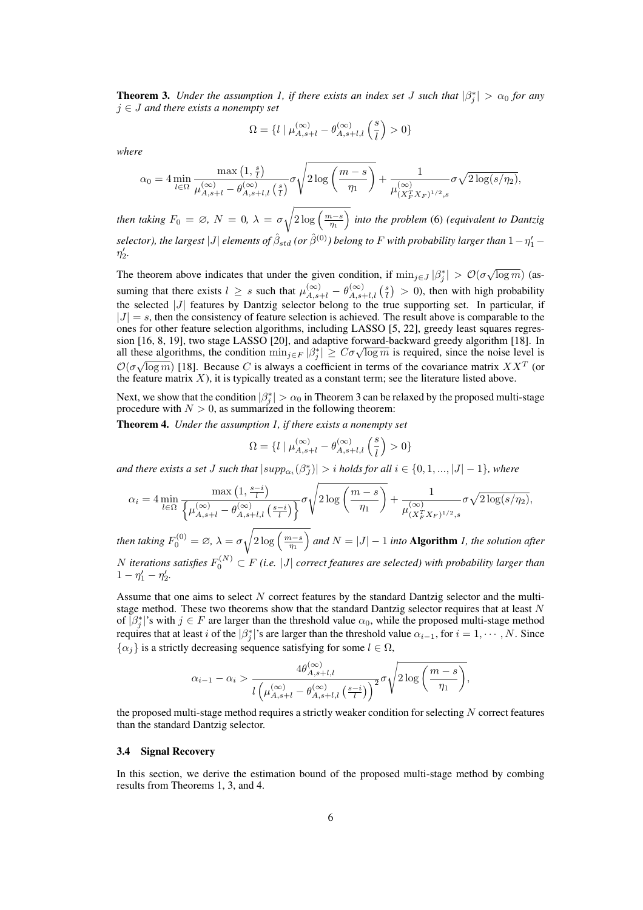**Theorem 3.** *Under the assumption 1, if there exists an index set $J$ such that $|\beta^*_j| > \alpha_0$ for any $j \in J$ and there exists a nonempty set*

$$\Omega = \{l \mid \mu^{(\infty)}_{A,s+l} - \theta^{(\infty)}_{A,s+l,l}\left(\frac{s}{l}\right) > 0\}$$

*where*

$$\alpha_0 = 4 \min_{l \in \Omega} \frac{\max\left(1, \frac{s}{l}\right)}{\mu^{(\infty)}_{A,s+l} - \theta^{(\infty)}_{A,s+l,l}\left(\frac{s}{l}\right)} \sigma \sqrt{2 \log\left(\frac{m-s}{\eta_1}\right)} + \frac{1}{\mu^{(\infty)}_{(X_F^T X_F)^{1/2},s}} \sigma \sqrt{2 \log(s/\eta_2)},$$

*then taking $F_0 = \varnothing$, $N = 0$, $\lambda = \sigma\sqrt{2\log\left(\frac{m-s}{\eta_1}\right)}$ into the problem* (6) *(equivalent to Dantzig selector), the largest $|J|$ elements of $\hat{\beta}_{std}$ (or $\hat{\beta}^{(0)}$) belong to $F$ with probability larger than $1 - \eta'_1 - \eta'_2$.*

The theorem above indicates that under the given condition, if $\min_{j \in J} |\beta^*_j| > \mathcal{O}(\sigma\sqrt{\log m})$ (assuming that there exists $l \geq s$ such that $\mu^{(\infty)}_{A,s+l} - \theta^{(\infty)}_{A,s+l,l}\left(\frac{s}{l}\right) > 0$), then with high probability the selected $|J|$ features by Dantzig selector belong to the true supporting set. In particular, if $|J| = s$, then the consistency of feature selection is achieved. The result above is comparable to the ones for other feature selection algorithms, including LASSO [5, 22], greedy least squares regression [16, 8, 19], two stage LASSO [20], and adaptive forward-backward greedy algorithm [18]. In all these algorithms, the condition $\min_{j \in F} |\beta^*_j| \geq C\sigma\sqrt{\log m}$ is required, since the noise level is $\mathcal{O}(\sigma\sqrt{\log m})$ [18]. Because $C$ is always a coefficient in terms of the covariance matrix $XX^T$ (or the feature matrix $X$), it is typically treated as a constant term; see the literature listed above.

Next, we show that the condition $|\beta^*_j| > \alpha_0$ in Theorem 3 can be relaxed by the proposed multi-stage procedure with $N > 0$, as summarized in the following theorem:

**Theorem 4.** *Under the assumption 1, if there exists a nonempty set*

$$\Omega = \{l \mid \mu^{(\infty)}_{A,s+l} - \theta^{(\infty)}_{A,s+l,l}\left(\frac{s}{l}\right) > 0\}$$

*and there exists a set $J$ such that $|supp_{\alpha_i}(\beta^*_J)| > i$ holds for all $i \in \{0, 1, ..., |J| - 1\}$, where*

$$\alpha_i = 4 \min_{l \in \Omega} \frac{\max\left(1, \frac{s-i}{l}\right)}{\left\{\mu^{(\infty)}_{A,s+l} - \theta^{(\infty)}_{A,s+l,l}\left(\frac{s-i}{l}\right)\right\}} \sigma \sqrt{2 \log\left(\frac{m-s}{\eta_1}\right)} + \frac{1}{\mu^{(\infty)}_{(X_F^T X_F)^{1/2},s}} \sigma \sqrt{2 \log(s/\eta_2)},$$

*then taking $F_0^{(0)} = \varnothing$, $\lambda = \sigma\sqrt{2\log\left(\frac{m-s}{\eta_1}\right)}$ and $N = |J| - 1$ into* **Algorithm** *1, the solution after $N$ iterations satisfies $F_0^{(N)} \subset F$ (i.e. $|J|$ correct features are selected) with probability larger than $1 - \eta'_1 - \eta'_2$.*

Assume that one aims to select $N$ correct features by the standard Dantzig selector and the multi-stage method. These two theorems show that the standard Dantzig selector requires that at least $N$ of $|\beta^*_j|$'s with $j \in F$ are larger than the threshold value $\alpha_0$, while the proposed multi-stage method requires that at least $i$ of the $|\beta^*_j|$'s are larger than the threshold value $\alpha_{i-1}$, for $i = 1, \cdots, N$. Since $\{\alpha_j\}$ is a strictly decreasing sequence satisfying for some $l \in \Omega$,

$$\alpha_{i-1} - \alpha_i > \frac{4\theta^{(\infty)}_{A,s+l,l}}{l\left(\mu^{(\infty)}_{A,s+l} - \theta^{(\infty)}_{A,s+l,l}\left(\frac{s-i}{l}\right)\right)^2} \sigma \sqrt{2 \log\left(\frac{m-s}{\eta_1}\right)},$$

the proposed multi-stage method requires a strictly weaker condition for selecting $N$ correct features than the standard Dantzig selector.

### 3.4 Signal Recovery

In this section, we derive the estimation bound of the proposed multi-stage method by combing results from Theorems 1, 3, and 4.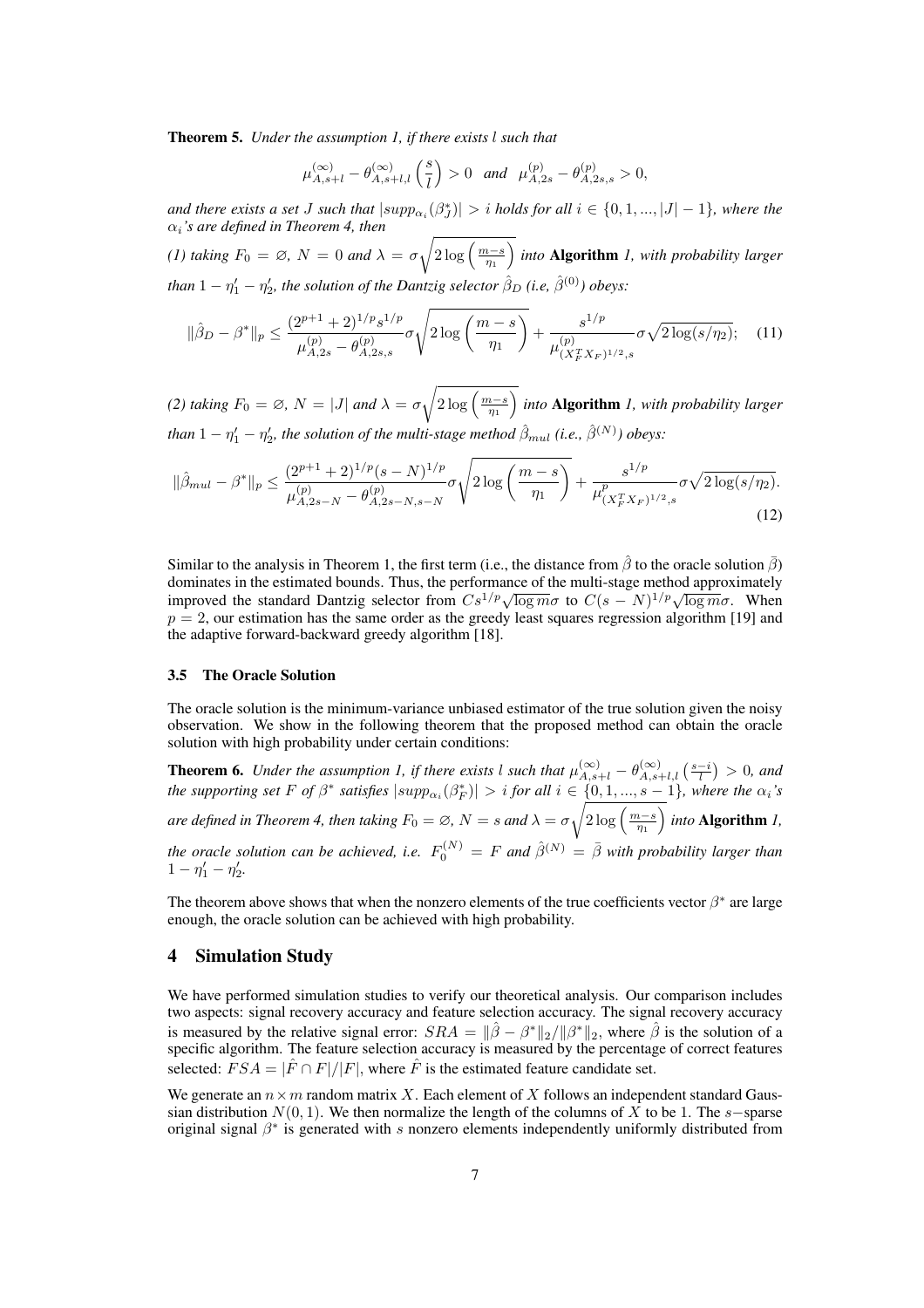**Theorem 5.** *Under the assumption 1, if there exists $l$ such that*

$$\mu^{(\infty)}_{A,s+l} - \theta^{(\infty)}_{A,s+l,l}\left(\frac{s}{l}\right) > 0 \quad and \quad \mu^{(p)}_{A,2s} - \theta^{(p)}_{A,2s,s} > 0,$$

*and there exists a set $J$ such that $|supp_{\alpha_i}(\beta^*_J)| > i$ holds for all $i \in \{0, 1, ..., |J| - 1\}$, where the $\alpha_i$'s are defined in Theorem 4, then*

*(1) taking $F_0 = \varnothing$, $N = 0$ and $\lambda = \sigma\sqrt{2\log\left(\frac{m-s}{\eta_1}\right)}$ into* **Algorithm** *1, with probability larger than $1 - \eta'_1 - \eta'_2$, the solution of the Dantzig selector $\hat{\beta}_D$ (i.e, $\hat{\beta}^{(0)}$) obeys:*

$$\|\hat{\beta}_D - \beta^*\|_p \leq \frac{(2^{p+1}+2)^{1/p} s^{1/p}}{\mu^{(p)}_{A,2s} - \theta^{(p)}_{A,2s,s}} \sigma\sqrt{2\log\left(\frac{m-s}{\eta_1}\right)} + \frac{s^{1/p}}{\mu^{(p)}_{(X_F^T X_F)^{1/2},s}} \sigma\sqrt{2\log(s/\eta_2)}; \quad (11)$$

*(2) taking $F_0 = \varnothing$, $N = |J|$ and $\lambda = \sigma\sqrt{2\log\left(\frac{m-s}{\eta_1}\right)}$ into* **Algorithm** *1, with probability larger than $1 - \eta'_1 - \eta'_2$, the solution of the multi-stage method $\hat{\beta}_{mul}$ (i.e., $\hat{\beta}^{(N)}$) obeys:*

$$\|\hat{\beta}_{mul} - \beta^*\|_p \leq \frac{(2^{p+1}+2)^{1/p}(s-N)^{1/p}}{\mu^{(p)}_{A,2s-N} - \theta^{(p)}_{A,2s-N,s-N}} \sigma\sqrt{2\log\left(\frac{m-s}{\eta_1}\right)} + \frac{s^{1/p}}{\mu^{p}_{(X_F^T X_F)^{1/2},s}} \sigma\sqrt{2\log(s/\eta_2)}. \quad (12)$$

Similar to the analysis in Theorem 1, the first term (i.e., the distance from $\hat{\beta}$ to the oracle solution $\bar{\beta}$) dominates in the estimated bounds. Thus, the performance of the multi-stage method approximately improved the standard Dantzig selector from $Cs^{1/p}\sqrt{\log m}\sigma$ to $C(s-N)^{1/p}\sqrt{\log m}\sigma$. When $p = 2$, our estimation has the same order as the greedy least squares regression algorithm [19] and the adaptive forward-backward greedy algorithm [18].

### 3.5 The Oracle Solution

The oracle solution is the minimum-variance unbiased estimator of the true solution given the noisy observation. We show in the following theorem that the proposed method can obtain the oracle solution with high probability under certain conditions:

**Theorem 6.** *Under the assumption 1, if there exists $l$ such that $\mu^{(\infty)}_{A,s+l} - \theta^{(\infty)}_{A,s+l,l}\left(\frac{s-i}{l}\right) > 0$, and the supporting set $F$ of $\beta^*$ satisfies $|supp_{\alpha_i}(\beta^*_F)| > i$ for all $i \in \{0, 1, ..., s-1\}$, where the $\alpha_i$'s are defined in Theorem 4, then taking $F_0 = \varnothing$, $N = s$ and $\lambda = \sigma\sqrt{2\log\left(\frac{m-s}{\eta_1}\right)}$ into* **Algorithm** *1, the oracle solution can be achieved, i.e. $F_0^{(N)} = F$ and $\hat{\beta}^{(N)} = \bar{\beta}$ with probability larger than $1 - \eta'_1 - \eta'_2$.*

The theorem above shows that when the nonzero elements of the true coefficients vector $\beta^*$ are large enough, the oracle solution can be achieved with high probability.

## 4 Simulation Study

We have performed simulation studies to verify our theoretical analysis. Our comparison includes two aspects: signal recovery accuracy and feature selection accuracy. The signal recovery accuracy is measured by the relative signal error: $SRA = \|\hat{\beta} - \beta^*\|_2 / \|\beta^*\|_2$, where $\hat{\beta}$ is the solution of a specific algorithm. The feature selection accuracy is measured by the percentage of correct features selected: $FSA = |\hat{F} \cap F|/|F|$, where $\hat{F}$ is the estimated feature candidate set.

We generate an $n \times m$ random matrix $X$. Each element of $X$ follows an independent standard Gaussian distribution $N(0, 1)$. We then normalize the length of the columns of $X$ to be 1. The $s-$sparse original signal $\beta^*$ is generated with $s$ nonzero elements independently uniformly distributed from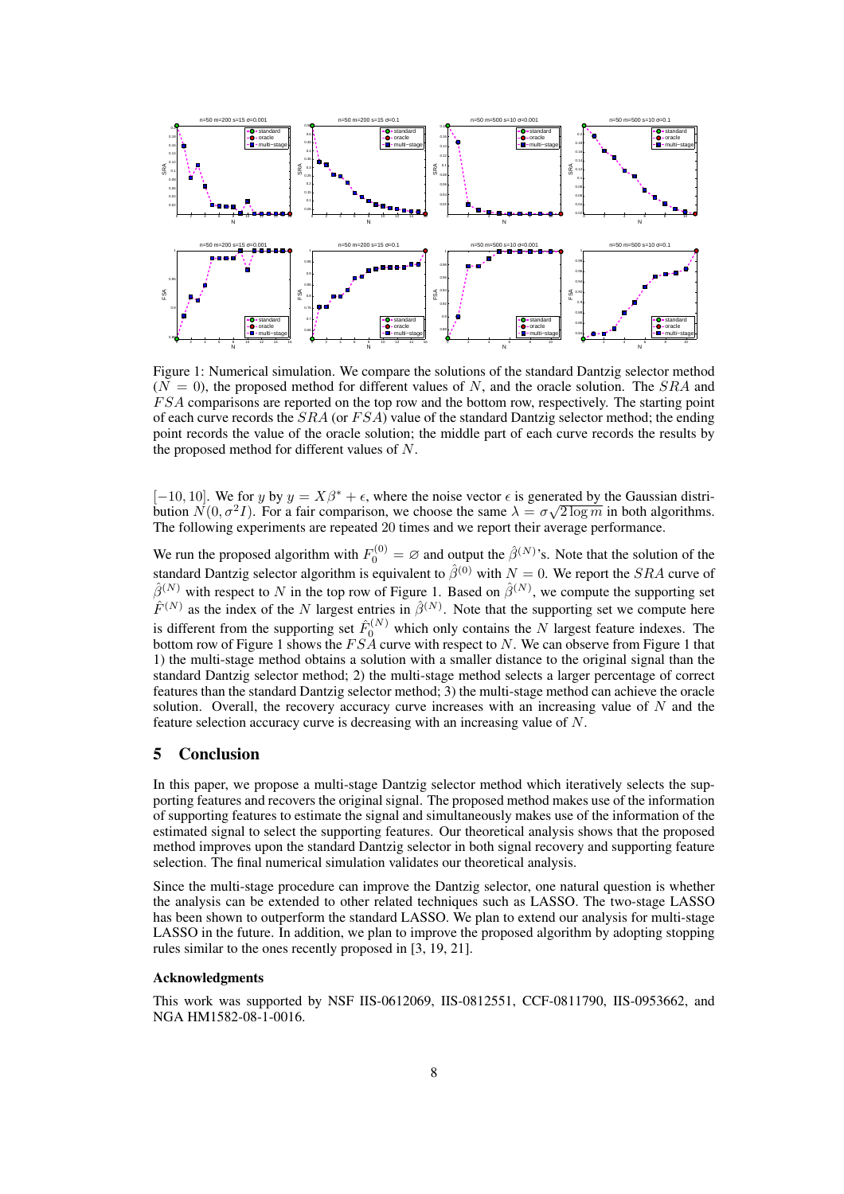Figure 1: Numerical simulation. We compare the solutions of the standard Dantzig selector method ($N = 0$), the proposed method for different values of $N$, and the oracle solution. The $SRA$ and $FSA$ comparisons are reported on the top row and the bottom row, respectively. The starting point of each curve records the $SRA$ (or $FSA$) value of the standard Dantzig selector method; the ending point records the value of the oracle solution; the middle part of each curve records the results by the proposed method for different values of $N$.

$[-10, 10]$. We for $y$ by $y = X\beta^* + \epsilon$, where the noise vector $\epsilon$ is generated by the Gaussian distribution $N(0, \sigma^2 I)$. For a fair comparison, we choose the same $\lambda = \sigma\sqrt{2\log m}$ in both algorithms. The following experiments are repeated 20 times and we report their average performance.

We run the proposed algorithm with $F_0^{(0)} = \varnothing$ and output the $\hat{\beta}^{(N)}$'s. Note that the solution of the standard Dantzig selector algorithm is equivalent to $\hat{\beta}^{(0)}$ with $N = 0$. We report the $SRA$ curve of $\hat{\beta}^{(N)}$ with respect to $N$ in the top row of Figure 1. Based on $\hat{\beta}^{(N)}$, we compute the supporting set $\hat{F}^{(N)}$ as the index of the $N$ largest entries in $\hat{\beta}^{(N)}$. Note that the supporting set we compute here is different from the supporting set $\hat{F}_0^{(N)}$ which only contains the $N$ largest feature indexes. The bottom row of Figure 1 shows the $FSA$ curve with respect to $N$. We can observe from Figure 1 that 1) the multi-stage method obtains a solution with a smaller distance to the original signal than the standard Dantzig selector method; 2) the multi-stage method selects a larger percentage of correct features than the standard Dantzig selector method; 3) the multi-stage method can achieve the oracle solution. Overall, the recovery accuracy curve increases with an increasing value of $N$ and the feature selection accuracy curve is decreasing with an increasing value of $N$.

# 5 Conclusion

In this paper, we propose a multi-stage Dantzig selector method which iteratively selects the supporting features and recovers the original signal. The proposed method makes use of the information of supporting features to estimate the signal and simultaneously makes use of the information of the estimated signal to select the supporting features. Our theoretical analysis shows that the proposed method improves upon the standard Dantzig selector in both signal recovery and supporting feature selection. The final numerical simulation validates our theoretical analysis.

Since the multi-stage procedure can improve the Dantzig selector, one natural question is whether the analysis can be extended to other related techniques such as LASSO. The two-stage LASSO has been shown to outperform the standard LASSO. We plan to extend our analysis for multi-stage LASSO in the future. In addition, we plan to improve the proposed algorithm by adopting stopping rules similar to the ones recently proposed in [3, 19, 21].

### Acknowledgments

This work was supported by NSF IIS-0612069, IIS-0812551, CCF-0811790, IIS-0953662, and NGA HM1582-08-1-0016.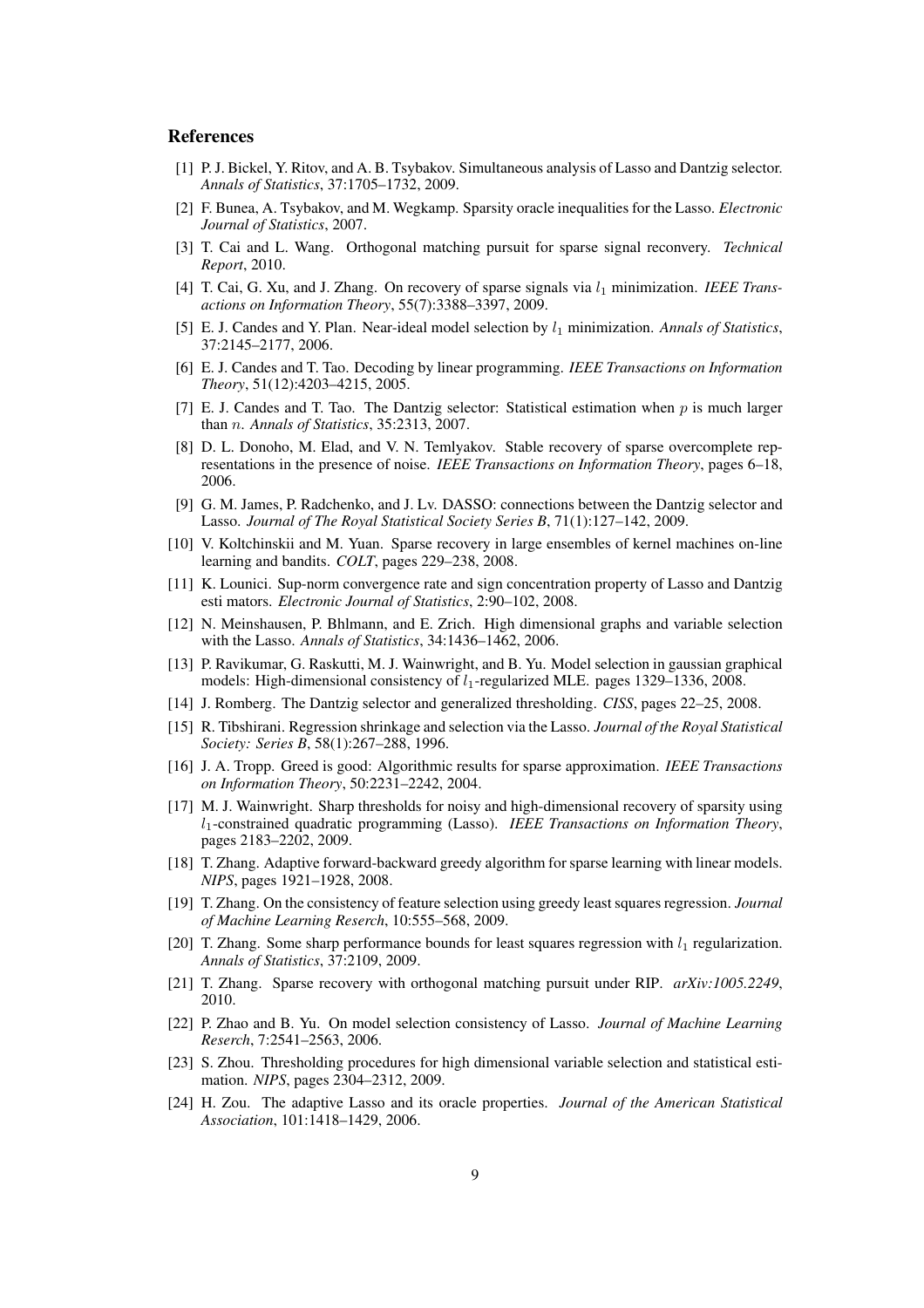## References

[1] P. J. Bickel, Y. Ritov, and A. B. Tsybakov. Simultaneous analysis of Lasso and Dantzig selector. *Annals of Statistics*, 37:1705–1732, 2009.

[2] F. Bunea, A. Tsybakov, and M. Wegkamp. Sparsity oracle inequalities for the Lasso. *Electronic Journal of Statistics*, 2007.

[3] T. Cai and L. Wang. Orthogonal matching pursuit for sparse signal reconvery. *Technical Report*, 2010.

[4] T. Cai, G. Xu, and J. Zhang. On recovery of sparse signals via $l_1$ minimization. *IEEE Transactions on Information Theory*, 55(7):3388–3397, 2009.

[5] E. J. Candes and Y. Plan. Near-ideal model selection by $l_1$ minimization. *Annals of Statistics*, 37:2145–2177, 2006.

[6] E. J. Candes and T. Tao. Decoding by linear programming. *IEEE Transactions on Information Theory*, 51(12):4203–4215, 2005.

[7] E. J. Candes and T. Tao. The Dantzig selector: Statistical estimation when $p$ is much larger than $n$. *Annals of Statistics*, 35:2313, 2007.

[8] D. L. Donoho, M. Elad, and V. N. Temlyakov. Stable recovery of sparse overcomplete representations in the presence of noise. *IEEE Transactions on Information Theory*, pages 6–18, 2006.

[9] G. M. James, P. Radchenko, and J. Lv. DASSO: connections between the Dantzig selector and Lasso. *Journal of The Royal Statistical Society Series B*, 71(1):127–142, 2009.

[10] V. Koltchinskii and M. Yuan. Sparse recovery in large ensembles of kernel machines on-line learning and bandits. *COLT*, pages 229–238, 2008.

[11] K. Lounici. Sup-norm convergence rate and sign concentration property of Lasso and Dantzig esti mators. *Electronic Journal of Statistics*, 2:90–102, 2008.

[12] N. Meinshausen, P. Bhlmann, and E. Zrich. High dimensional graphs and variable selection with the Lasso. *Annals of Statistics*, 34:1436–1462, 2006.

[13] P. Ravikumar, G. Raskutti, M. J. Wainwright, and B. Yu. Model selection in gaussian graphical models: High-dimensional consistency of $l_1$-regularized MLE. pages 1329–1336, 2008.

[14] J. Romberg. The Dantzig selector and generalized thresholding. *CISS*, pages 22–25, 2008.

[15] R. Tibshirani. Regression shrinkage and selection via the Lasso. *Journal of the Royal Statistical Society: Series B*, 58(1):267–288, 1996.

[16] J. A. Tropp. Greed is good: Algorithmic results for sparse approximation. *IEEE Transactions on Information Theory*, 50:2231–2242, 2004.

[17] M. J. Wainwright. Sharp thresholds for noisy and high-dimensional recovery of sparsity using $l_1$-constrained quadratic programming (Lasso). *IEEE Transactions on Information Theory*, pages 2183–2202, 2009.

[18] T. Zhang. Adaptive forward-backward greedy algorithm for sparse learning with linear models. *NIPS*, pages 1921–1928, 2008.

[19] T. Zhang. On the consistency of feature selection using greedy least squares regression. *Journal of Machine Learning Reserch*, 10:555–568, 2009.

[20] T. Zhang. Some sharp performance bounds for least squares regression with $l_1$ regularization. *Annals of Statistics*, 37:2109, 2009.

[21] T. Zhang. Sparse recovery with orthogonal matching pursuit under RIP. *arXiv:1005.2249*, 2010.

[22] P. Zhao and B. Yu. On model selection consistency of Lasso. *Journal of Machine Learning Reserch*, 7:2541–2563, 2006.

[23] S. Zhou. Thresholding procedures for high dimensional variable selection and statistical estimation. *NIPS*, pages 2304–2312, 2009.

[24] H. Zou. The adaptive Lasso and its oracle properties. *Journal of the American Statistical Association*, 101:1418–1429, 2006.